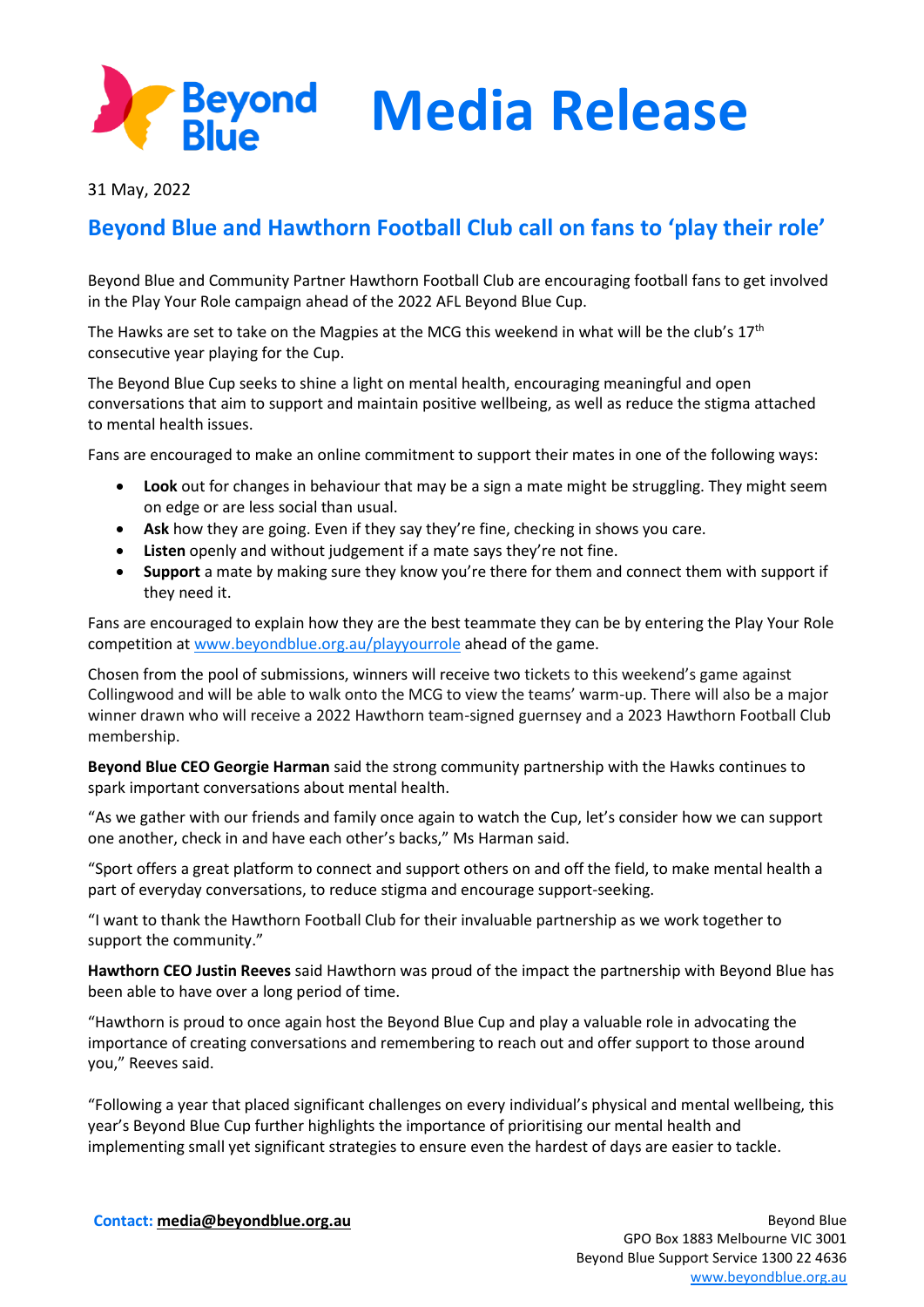# Beyond Blue Media Release

31 May, 2022

## Beyond Blue and Hawthorn Football Club call on fans to 'play their role'

Beyond Blue and Community Partner Hawthorn Football Club are encouraging football fans to get involved in the Play Your Role campaign ahead of the 2022 AFL Beyond Blue Cup.

The Hawks are set to take on the Magpies at the MCG this weekend in what will be the club's 17th consecutive year playing for the Cup.

The Beyond Blue Cup seeks to shine a light on mental health, encouraging meaningful and open conversations that aim to support and maintain positive wellbeing, as well as reduce the stigma attached to mental health issues.

Fans are encouraged to make an online commitment to support their mates in one of the following ways:

- **Look** out for changes in behaviour that may be a sign a mate might be struggling. They might seem on edge or are less social than usual.
- **Ask** how they are going. Even if they say they're fine, checking in shows you care.
- **Listen** openly and without judgement if a mate says they're not fine.
- **Support** a mate by making sure they know you're there for them and connect them with support if they need it.

Fans are encouraged to explain how they are the best teammate they can be by entering the Play Your Role competition at www.beyondblue.org.au/playyourrole ahead of the game.

Chosen from the pool of submissions, winners will receive two tickets to this weekend's game against Collingwood and will be able to walk onto the MCG to view the teams' warm-up. There will also be a major winner drawn who will receive a 2022 Hawthorn team-signed guernsey and a 2023 Hawthorn Football Club membership.

**Beyond Blue CEO Georgie Harman** said the strong community partnership with the Hawks continues to spark important conversations about mental health.

"As we gather with our friends and family once again to watch the Cup, let's consider how we can support one another, check in and have each other's backs," Ms Harman said.

"Sport offers a great platform to connect and support others on and off the field, to make mental health a part of everyday conversations, to reduce stigma and encourage support-seeking.

"I want to thank the Hawthorn Football Club for their invaluable partnership as we work together to support the community."

**Hawthorn CEO Justin Reeves** said Hawthorn was proud of the impact the partnership with Beyond Blue has been able to have over a long period of time.

"Hawthorn is proud to once again host the Beyond Blue Cup and play a valuable role in advocating the importance of creating conversations and remembering to reach out and offer support to those around you," Reeves said.

"Following a year that placed significant challenges on every individual's physical and mental wellbeing, this year's Beyond Blue Cup further highlights the importance of prioritising our mental health and implementing small yet significant strategies to ensure even the hardest of days are easier to tackle.

**Contact:** media@beyondblue.org.au

Beyond Blue
GPO Box 1883 Melbourne VIC 3001
Beyond Blue Support Service 1300 22 4636
www.beyondblue.org.au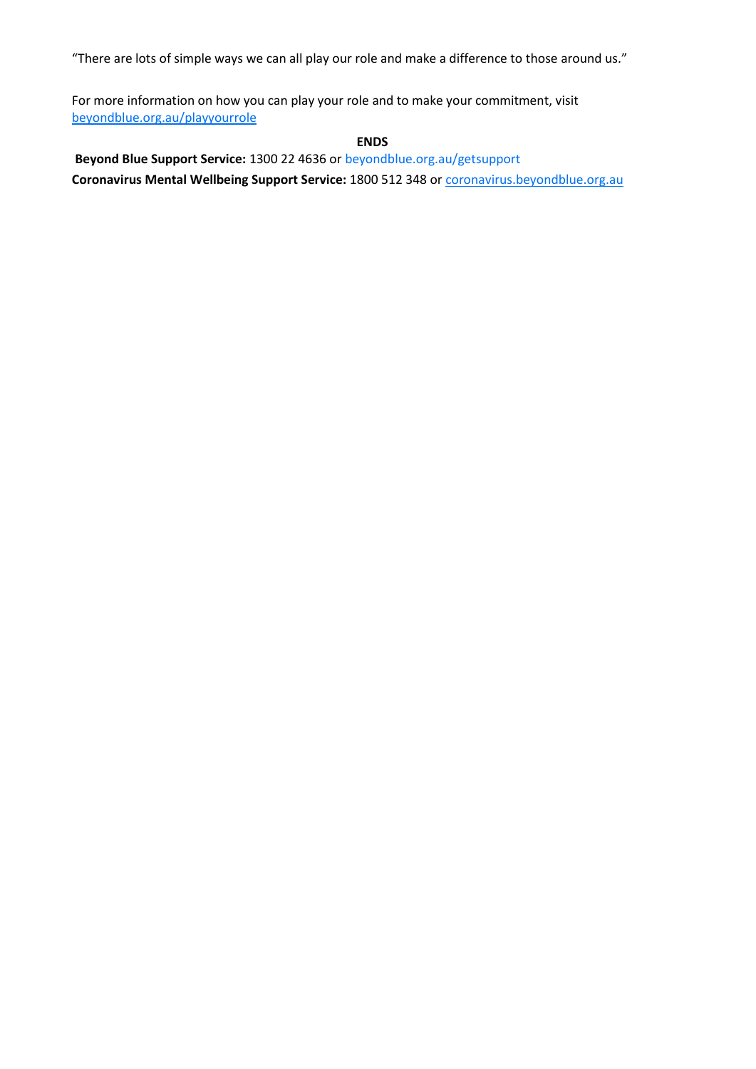"There are lots of simple ways we can all play our role and make a difference to those around us."

For more information on how you can play your role and to make your commitment, visit beyondblue.org.au/playyourrole

**ENDS**

**Beyond Blue Support Service:** 1300 22 4636 or beyondblue.org.au/getsupport

**Coronavirus Mental Wellbeing Support Service:** 1800 512 348 or coronavirus.beyondblue.org.au